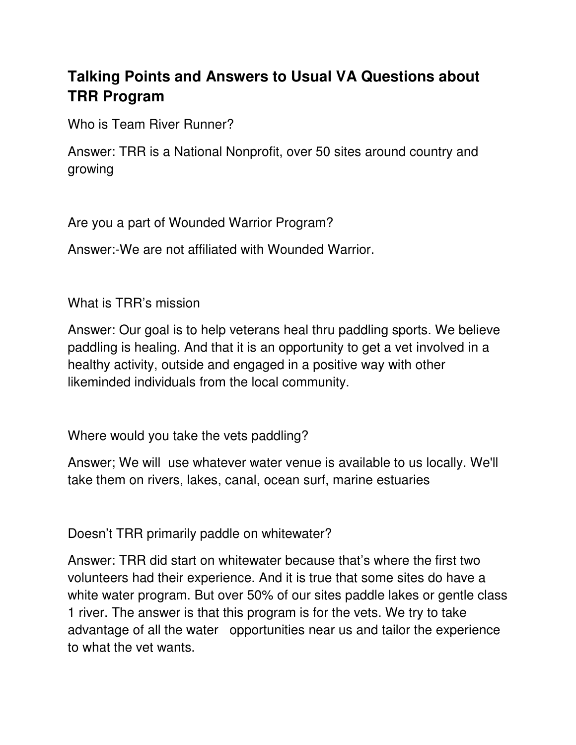## Talking Points and Answers to Usual VA Questions about TRR Program

Who is Team River Runner?

Answer: TRR is a National Nonprofit, over 50 sites around country and growing

Are you a part of Wounded Warrior Program?

Answer:-We are not affiliated with Wounded Warrior.

What is TRR's mission

Answer: Our goal is to help veterans heal thru paddling sports. We believe paddling is healing. And that it is an opportunity to get a vet involved in a healthy activity, outside and engaged in a positive way with other likeminded individuals from the local community.

Where would you take the vets paddling?

Answer; We will use whatever water venue is available to us locally. We'll take them on rivers, lakes, canal, ocean surf, marine estuaries

Doesn't TRR primarily paddle on whitewater?

Answer: TRR did start on whitewater because that's where the first two volunteers had their experience. And it is true that some sites do have a white water program. But over 50% of our sites paddle lakes or gentle class 1 river. The answer is that this program is for the vets. We try to take advantage of all the water opportunities near us and tailor the experience to what the vet wants.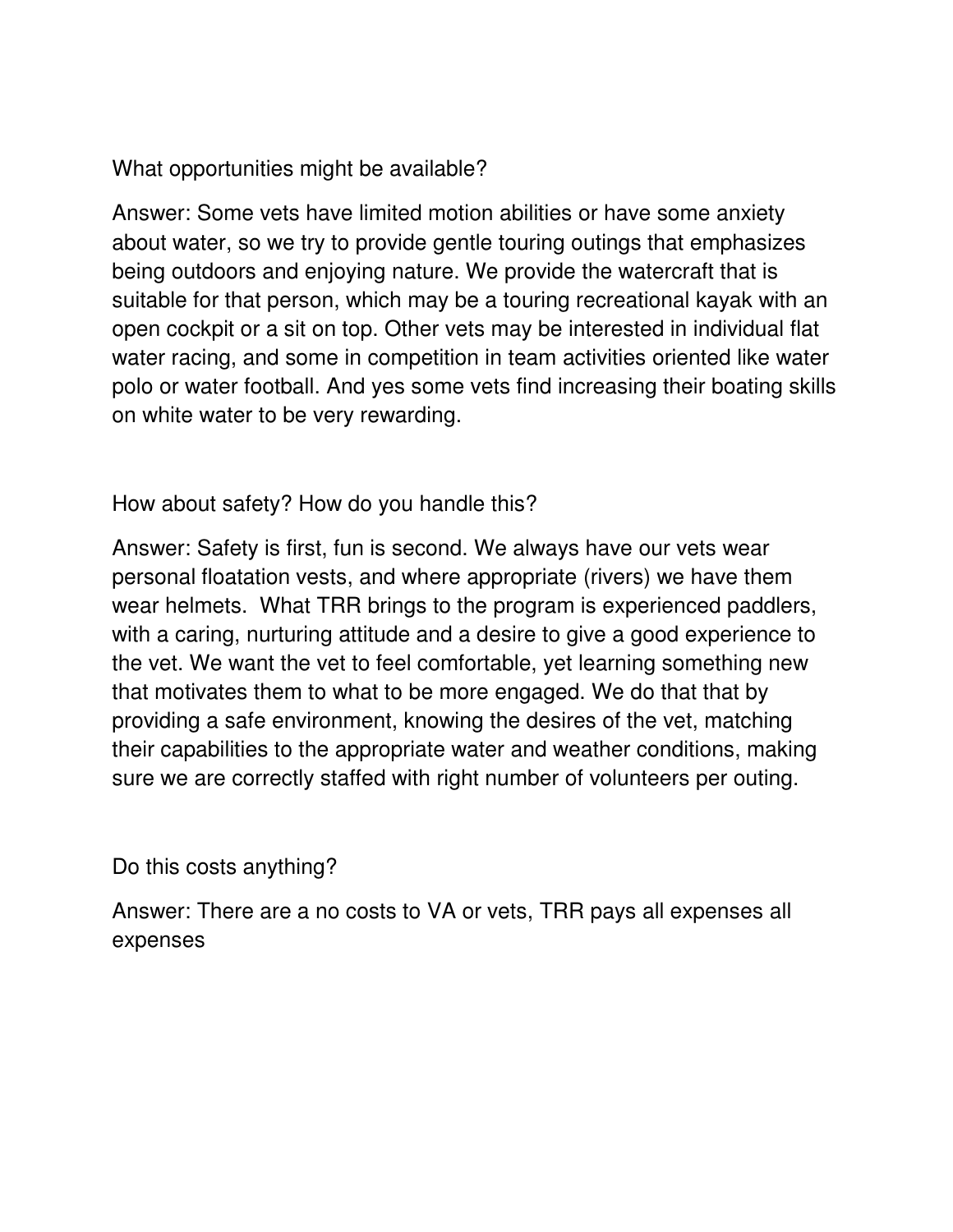What opportunities might be available?

Answer: Some vets have limited motion abilities or have some anxiety about water, so we try to provide gentle touring outings that emphasizes being outdoors and enjoying nature. We provide the watercraft that is suitable for that person, which may be a touring recreational kayak with an open cockpit or a sit on top. Other vets may be interested in individual flat water racing, and some in competition in team activities oriented like water polo or water football. And yes some vets find increasing their boating skills on white water to be very rewarding.

How about safety? How do you handle this?

Answer: Safety is first, fun is second. We always have our vets wear personal floatation vests, and where appropriate (rivers) we have them wear helmets. What TRR brings to the program is experienced paddlers, with a caring, nurturing attitude and a desire to give a good experience to the vet. We want the vet to feel comfortable, yet learning something new that motivates them to what to be more engaged. We do that that by providing a safe environment, knowing the desires of the vet, matching their capabilities to the appropriate water and weather conditions, making sure we are correctly staffed with right number of volunteers per outing.

Do this costs anything?

Answer: There are a no costs to VA or vets, TRR pays all expenses all expenses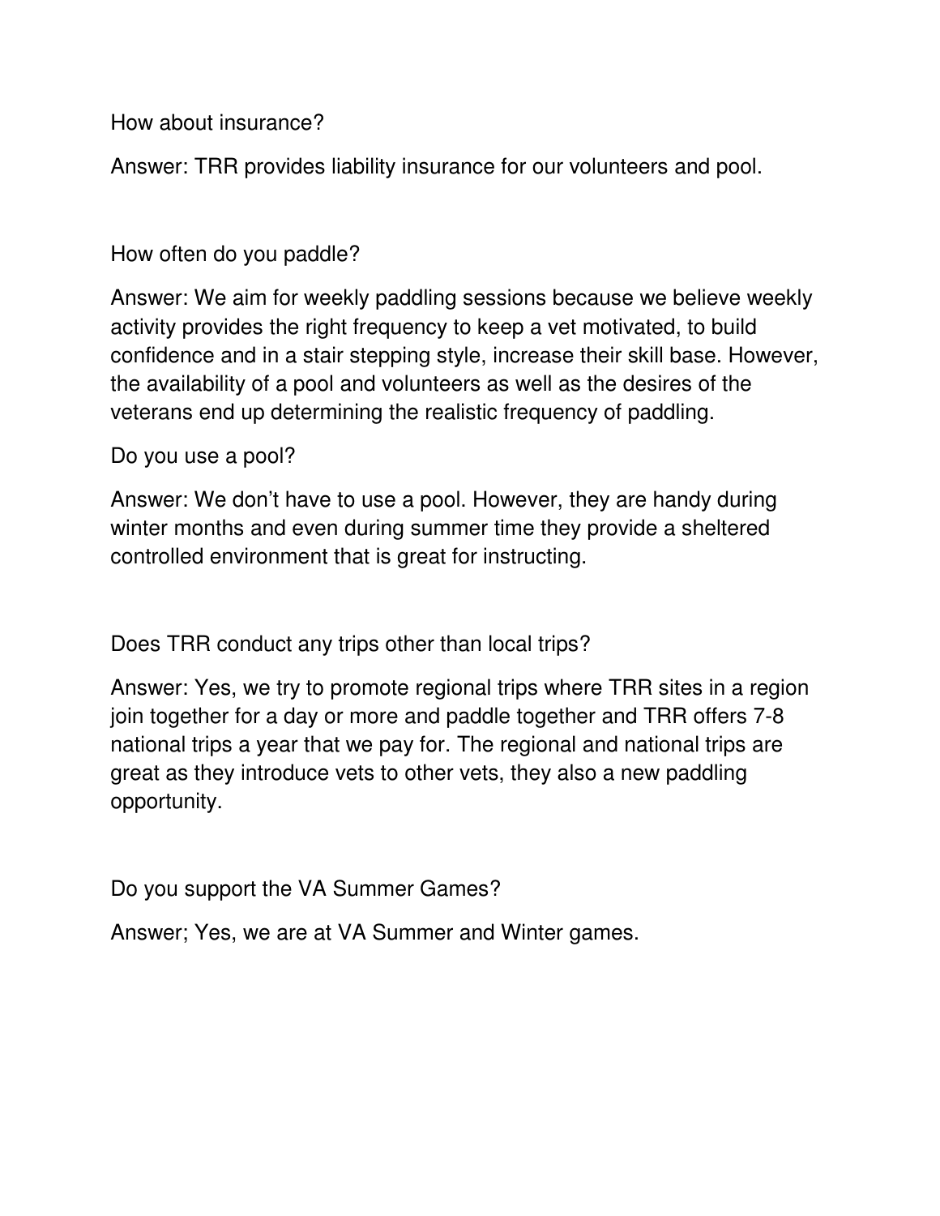How about insurance?

Answer: TRR provides liability insurance for our volunteers and pool.

How often do you paddle?

Answer: We aim for weekly paddling sessions because we believe weekly activity provides the right frequency to keep a vet motivated, to build confidence and in a stair stepping style, increase their skill base. However, the availability of a pool and volunteers as well as the desires of the veterans end up determining the realistic frequency of paddling.

Do you use a pool?

Answer: We don't have to use a pool. However, they are handy during winter months and even during summer time they provide a sheltered controlled environment that is great for instructing.

Does TRR conduct any trips other than local trips?

Answer: Yes, we try to promote regional trips where TRR sites in a region join together for a day or more and paddle together and TRR offers 7-8 national trips a year that we pay for. The regional and national trips are great as they introduce vets to other vets, they also a new paddling opportunity.

Do you support the VA Summer Games?

Answer; Yes, we are at VA Summer and Winter games.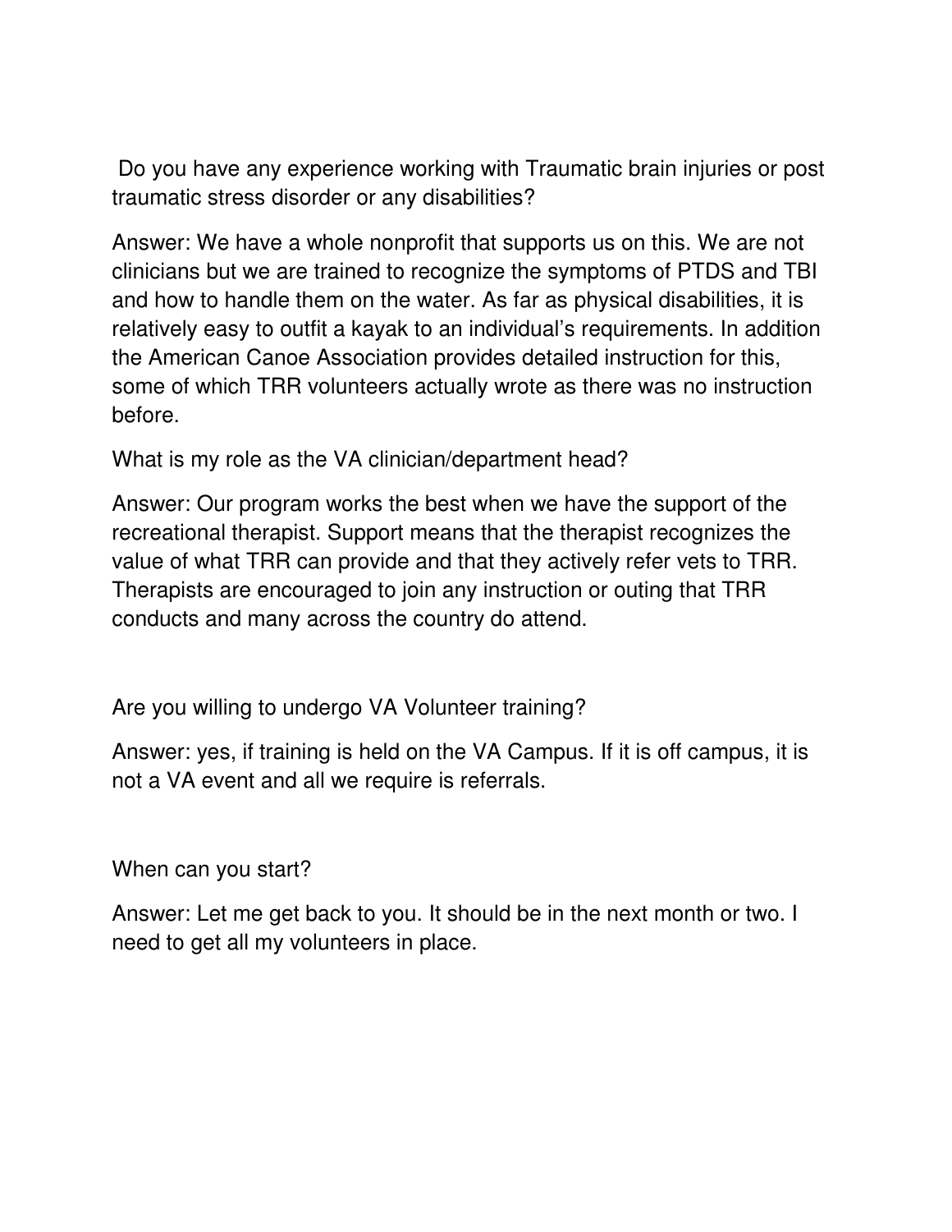Do you have any experience working with Traumatic brain injuries or post traumatic stress disorder or any disabilities?

Answer: We have a whole nonprofit that supports us on this. We are not clinicians but we are trained to recognize the symptoms of PTDS and TBI and how to handle them on the water. As far as physical disabilities, it is relatively easy to outfit a kayak to an individual's requirements. In addition the American Canoe Association provides detailed instruction for this, some of which TRR volunteers actually wrote as there was no instruction before.

What is my role as the VA clinician/department head?

Answer: Our program works the best when we have the support of the recreational therapist. Support means that the therapist recognizes the value of what TRR can provide and that they actively refer vets to TRR. Therapists are encouraged to join any instruction or outing that TRR conducts and many across the country do attend.

Are you willing to undergo VA Volunteer training?

Answer: yes, if training is held on the VA Campus. If it is off campus, it is not a VA event and all we require is referrals.

When can you start?

Answer: Let me get back to you. It should be in the next month or two. I need to get all my volunteers in place.